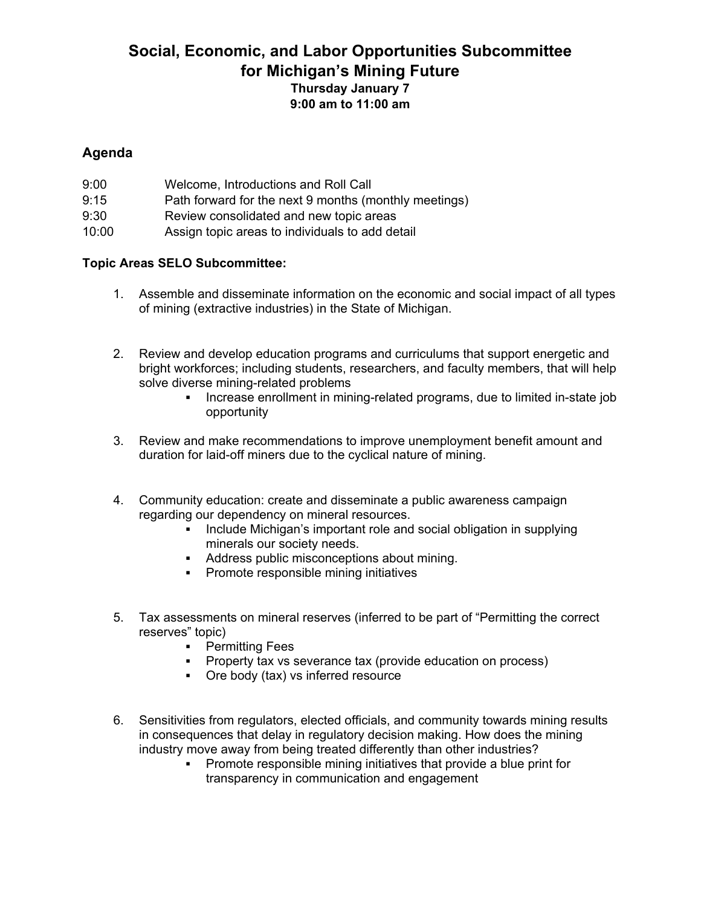# Social, Economic, and Labor Opportunities Subcommittee for Michigan's Mining Future

**Thursday January 7**
**9:00 am to 11:00 am**

## Agenda

| | |
|---|---|
| 9:00 | Welcome, Introductions and Roll Call |
| 9:15 | Path forward for the next 9 months (monthly meetings) |
| 9:30 | Review consolidated and new topic areas |
| 10:00 | Assign topic areas to individuals to add detail |

**Topic Areas SELO Subcommittee:**

1. Assemble and disseminate information on the economic and social impact of all types of mining (extractive industries) in the State of Michigan.

2. Review and develop education programs and curriculums that support energetic and bright workforces; including students, researchers, and faculty members, that will help solve diverse mining-related problems
   - Increase enrollment in mining-related programs, due to limited in-state job opportunity

3. Review and make recommendations to improve unemployment benefit amount and duration for laid-off miners due to the cyclical nature of mining.

4. Community education: create and disseminate a public awareness campaign regarding our dependency on mineral resources.
   - Include Michigan's important role and social obligation in supplying minerals our society needs.
   - Address public misconceptions about mining.
   - Promote responsible mining initiatives

5. Tax assessments on mineral reserves (inferred to be part of "Permitting the correct reserves" topic)
   - Permitting Fees
   - Property tax vs severance tax (provide education on process)
   - Ore body (tax) vs inferred resource

6. Sensitivities from regulators, elected officials, and community towards mining results in consequences that delay in regulatory decision making. How does the mining industry move away from being treated differently than other industries?
   - Promote responsible mining initiatives that provide a blue print for transparency in communication and engagement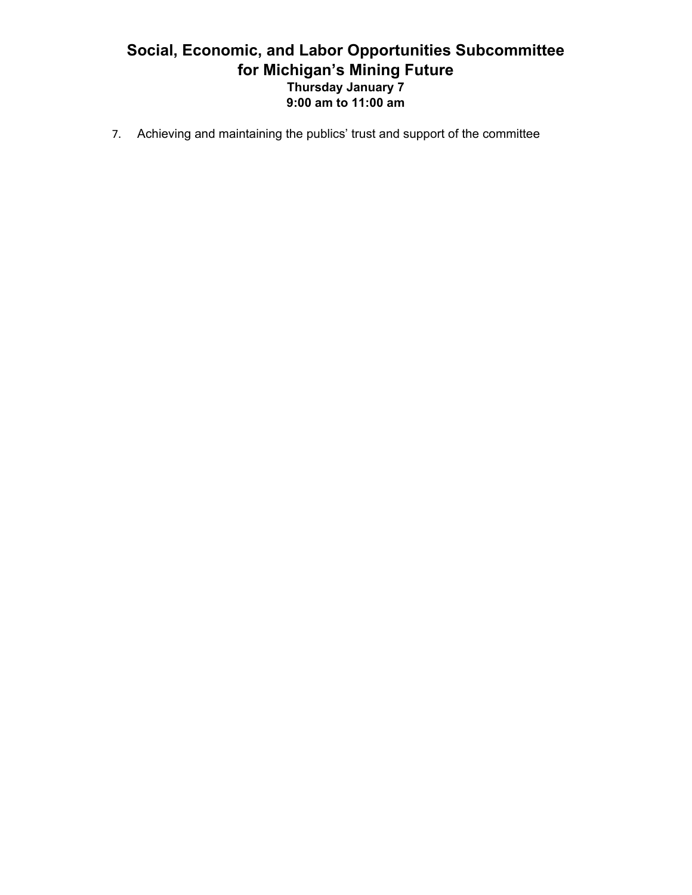# Social, Economic, and Labor Opportunities Subcommittee for Michigan's Mining Future

**Thursday January 7**
**9:00 am to 11:00 am**

7. Achieving and maintaining the publics' trust and support of the committee